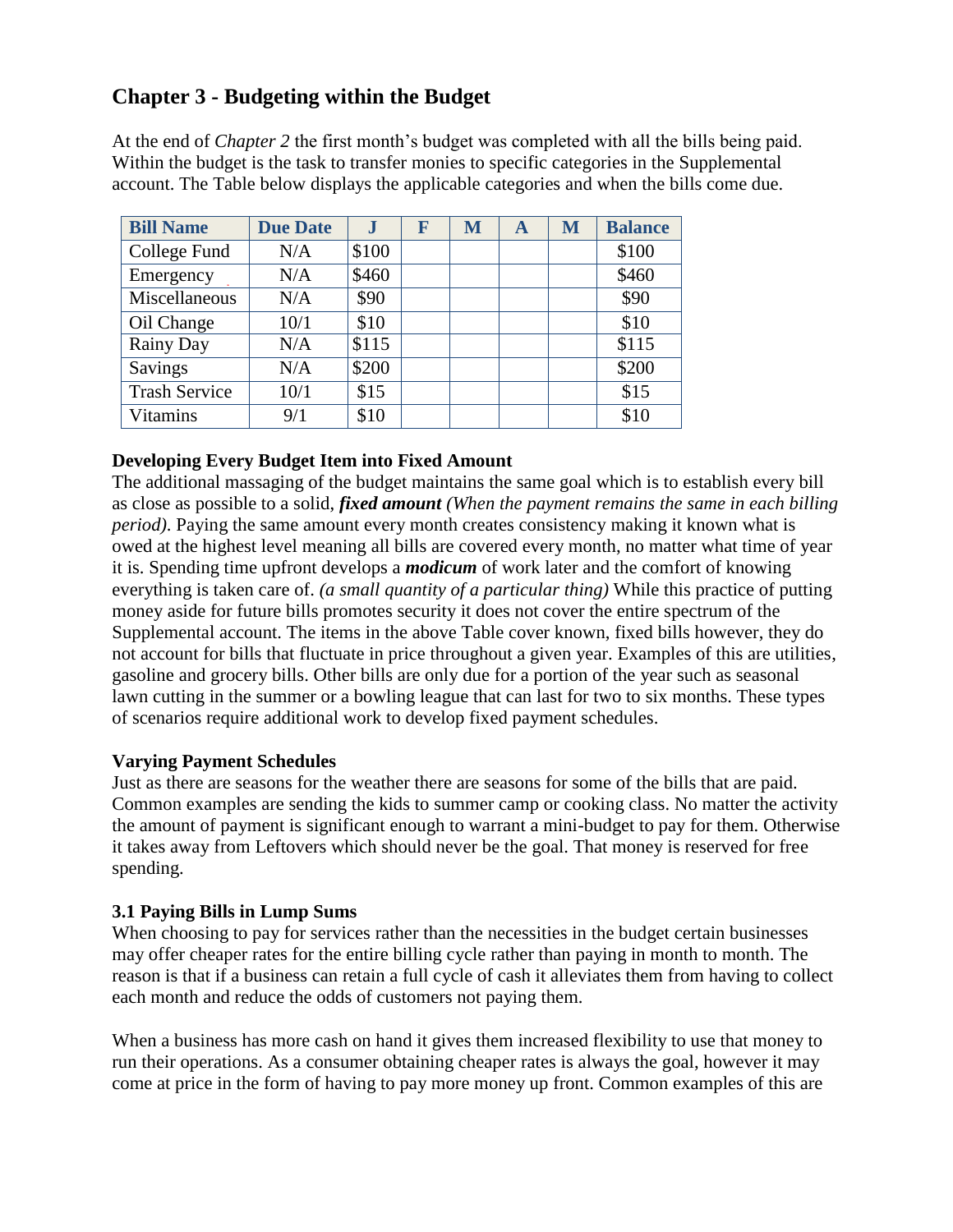## Chapter 3 - Budgeting within the Budget

At the end of *Chapter 2* the first month's budget was completed with all the bills being paid. Within the budget is the task to transfer monies to specific categories in the Supplemental account. The Table below displays the applicable categories and when the bills come due.

| Bill Name | Due Date | J | F | M | A | M | Balance |
|---|---|---|---|---|---|---|---|
| College Fund | N/A | $100 | | | | | $100 |
| Emergency | N/A | $460 | | | | | $460 |
| Miscellaneous | N/A | $90 | | | | | $90 |
| Oil Change | 10/1 | $10 | | | | | $10 |
| Rainy Day | N/A | $115 | | | | | $115 |
| Savings | N/A | $200 | | | | | $200 |
| Trash Service | 10/1 | $15 | | | | | $15 |
| Vitamins | 9/1 | $10 | | | | | $10 |

**Developing Every Budget Item into Fixed Amount**

The additional massaging of the budget maintains the same goal which is to establish every bill as close as possible to a solid, ***fixed amount*** *(When the payment remains the same in each billing period)*. Paying the same amount every month creates consistency making it known what is owed at the highest level meaning all bills are covered every month, no matter what time of year it is. Spending time upfront develops a ***modicum*** of work later and the comfort of knowing everything is taken care of. *(a small quantity of a particular thing)* While this practice of putting money aside for future bills promotes security it does not cover the entire spectrum of the Supplemental account. The items in the above Table cover known, fixed bills however, they do not account for bills that fluctuate in price throughout a given year. Examples of this are utilities, gasoline and grocery bills. Other bills are only due for a portion of the year such as seasonal lawn cutting in the summer or a bowling league that can last for two to six months. These types of scenarios require additional work to develop fixed payment schedules.

**Varying Payment Schedules**

Just as there are seasons for the weather there are seasons for some of the bills that are paid. Common examples are sending the kids to summer camp or cooking class. No matter the activity the amount of payment is significant enough to warrant a mini-budget to pay for them. Otherwise it takes away from Leftovers which should never be the goal. That money is reserved for free spending.

### 3.1 Paying Bills in Lump Sums

When choosing to pay for services rather than the necessities in the budget certain businesses may offer cheaper rates for the entire billing cycle rather than paying in month to month. The reason is that if a business can retain a full cycle of cash it alleviates them from having to collect each month and reduce the odds of customers not paying them.

When a business has more cash on hand it gives them increased flexibility to use that money to run their operations. As a consumer obtaining cheaper rates is always the goal, however it may come at price in the form of having to pay more money up front. Common examples of this are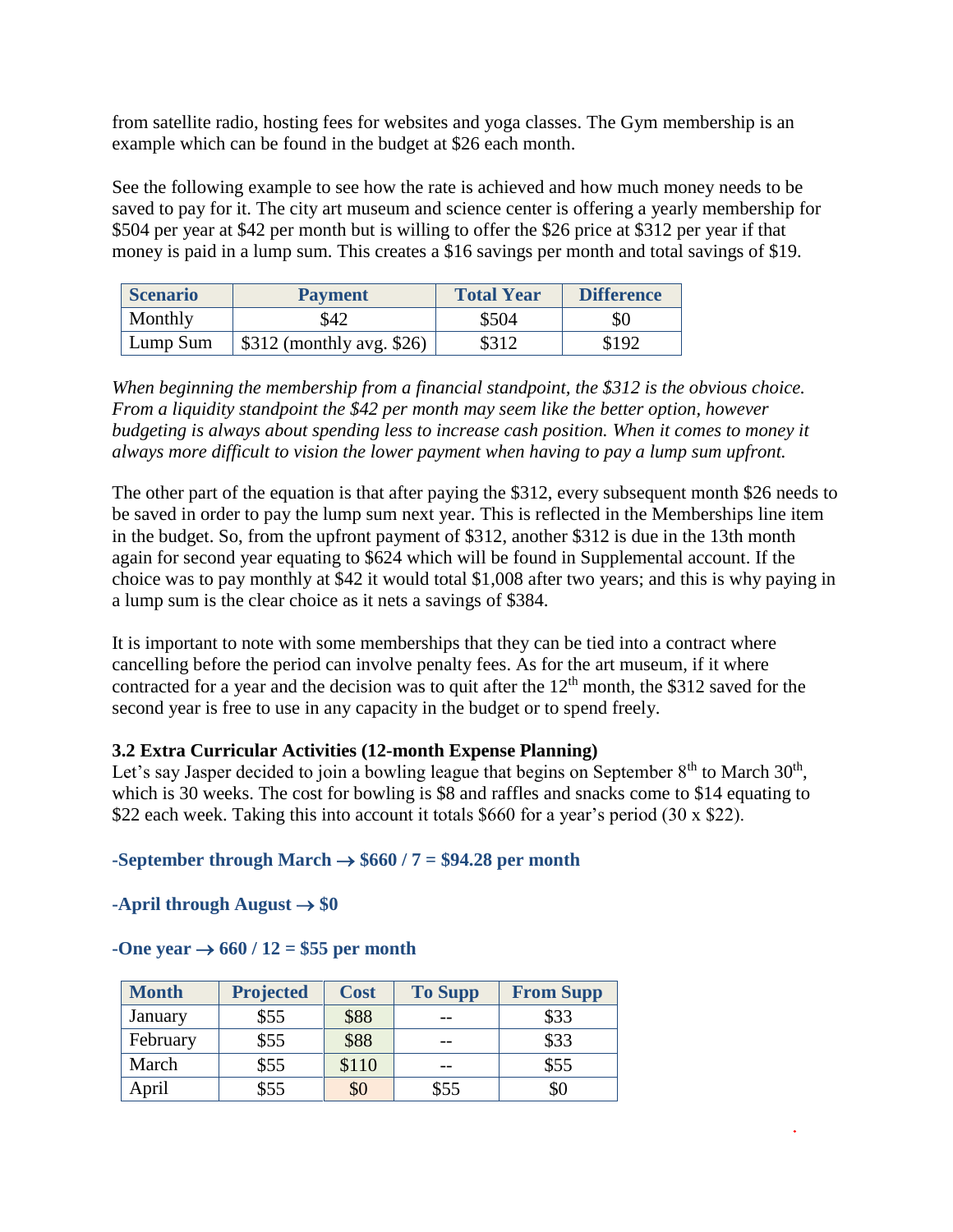from satellite radio, hosting fees for websites and yoga classes. The Gym membership is an example which can be found in the budget at $26 each month.

See the following example to see how the rate is achieved and how much money needs to be saved to pay for it. The city art museum and science center is offering a yearly membership for $504 per year at $42 per month but is willing to offer the $26 price at $312 per year if that money is paid in a lump sum. This creates a $16 savings per month and total savings of $19.

| Scenario | Payment | Total Year | Difference |
|---|---|---|---|
| Monthly | $42 | $504 | $0 |
| Lump Sum | $312 (monthly avg. $26) | $312 | $192 |

*When beginning the membership from a financial standpoint, the $312 is the obvious choice. From a liquidity standpoint the $42 per month may seem like the better option, however budgeting is always about spending less to increase cash position. When it comes to money it always more difficult to vision the lower payment when having to pay a lump sum upfront.*

The other part of the equation is that after paying the $312, every subsequent month $26 needs to be saved in order to pay the lump sum next year. This is reflected in the Memberships line item in the budget. So, from the upfront payment of $312, another $312 is due in the 13th month again for second year equating to $624 which will be found in Supplemental account. If the choice was to pay monthly at $42 it would total $1,008 after two years; and this is why paying in a lump sum is the clear choice as it nets a savings of $384.

It is important to note with some memberships that they can be tied into a contract where cancelling before the period can involve penalty fees. As for the art museum, if it where contracted for a year and the decision was to quit after the 12th month, the $312 saved for the second year is free to use in any capacity in the budget or to spend freely.

### 3.2 Extra Curricular Activities (12-month Expense Planning)

Let's say Jasper decided to join a bowling league that begins on September 8th to March 30th, which is 30 weeks. The cost for bowling is $8 and raffles and snacks come to $14 equating to $22 each week. Taking this into account it totals $660 for a year's period (30 x $22).

**-September through March → $660 / 7 = $94.28 per month**

**-April through August → $0**

**-One year → 660 / 12 = $55 per month**

| Month | Projected | Cost | To Supp | From Supp |
|---|---|---|---|---|
| January | $55 | $88 | -- | $33 |
| February | $55 | $88 | -- | $33 |
| March | $55 | $110 | -- | $55 |
| April | $55 | $0 | $55 | $0 |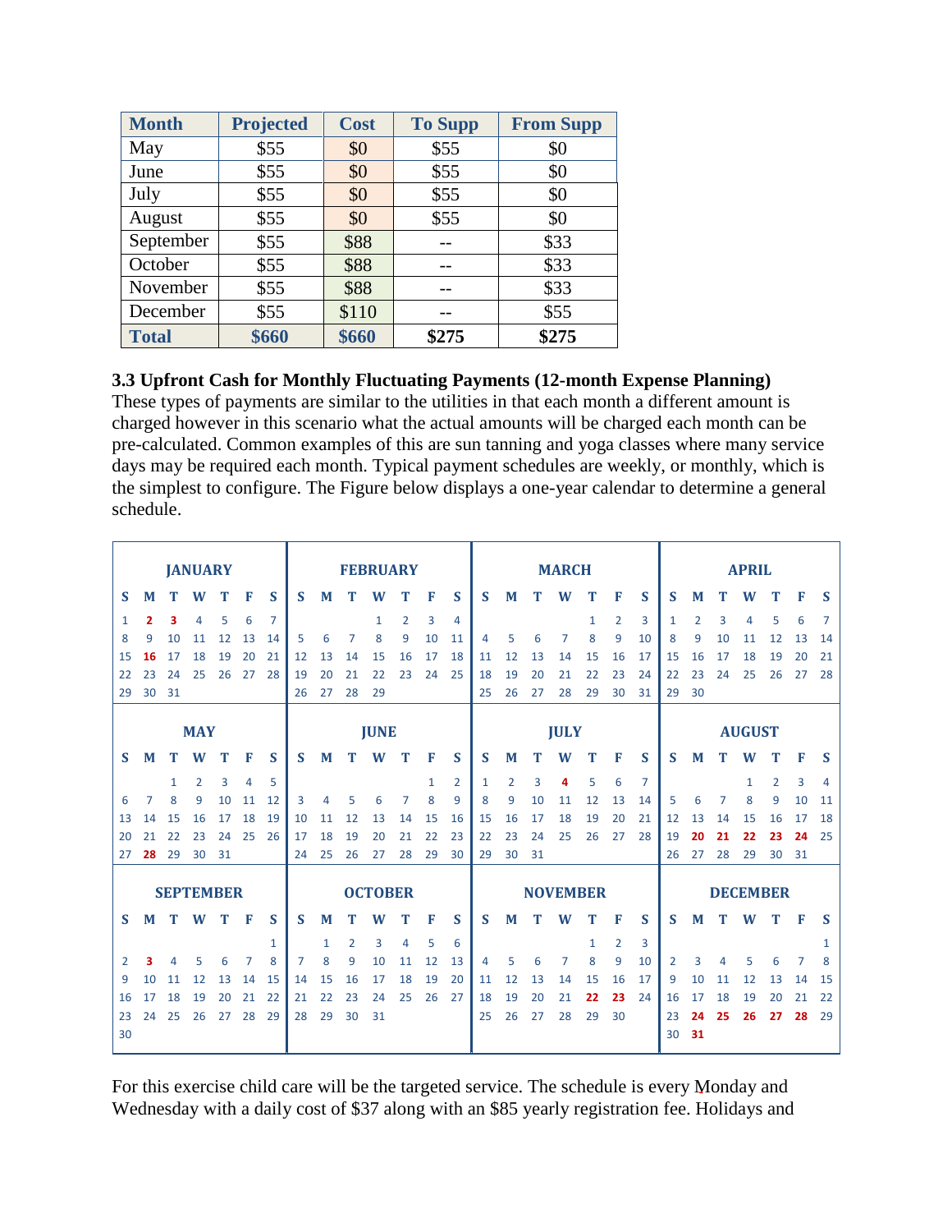| Month | Projected | Cost | To Supp | From Supp |
|---|---|---|---|---|
| May | $55 | $0 | $55 | $0 |
| June | $55 | $0 | $55 | $0 |
| July | $55 | $0 | $55 | $0 |
| August | $55 | $0 | $55 | $0 |
| September | $55 | $88 | -- | $33 |
| October | $55 | $88 | -- | $33 |
| November | $55 | $88 | -- | $33 |
| December | $55 | $110 | -- | $55 |
| **Total** | **$660** | **$660** | **$275** | **$275** |

### 3.3 Upfront Cash for Monthly Fluctuating Payments (12-month Expense Planning)

These types of payments are similar to the utilities in that each month a different amount is charged however in this scenario what the actual amounts will be charged each month can be pre-calculated. Common examples of this are sun tanning and yoga classes where many service days may be required each month. Typical payment schedules are weekly, or monthly, which is the simplest to configure. The Figure below displays a one-year calendar to determine a general schedule.

**JANUARY**

| S | M | T | W | T | F | S |
|---|---|---|---|---|---|---|
| 1 | **2** | **3** | 4 | 5 | 6 | 7 |
| 8 | 9 | 10 | 11 | 12 | 13 | 14 |
| 15 | **16** | 17 | 18 | 19 | 20 | 21 |
| 22 | 23 | 24 | 25 | 26 | 27 | 28 |
| 29 | 30 | 31 | | | | |

**FEBRUARY**

| S | M | T | W | T | F | S |
|---|---|---|---|---|---|---|
| | | | 1 | 2 | 3 | 4 |
| 5 | 6 | 7 | 8 | 9 | 10 | 11 |
| 12 | 13 | 14 | 15 | 16 | 17 | 18 |
| 19 | 20 | 21 | 22 | 23 | 24 | 25 |
| 26 | 27 | 28 | 29 | | | |

**MARCH**

| S | M | T | W | T | F | S |
|---|---|---|---|---|---|---|
| | | | | 1 | 2 | 3 |
| 4 | 5 | 6 | 7 | 8 | 9 | 10 |
| 11 | 12 | 13 | 14 | 15 | 16 | 17 |
| 18 | 19 | 20 | 21 | 22 | 23 | 24 |
| 25 | 26 | 27 | 28 | 29 | 30 | 31 |

**APRIL**

| S | M | T | W | T | F | S |
|---|---|---|---|---|---|---|
| 1 | 2 | 3 | 4 | 5 | 6 | 7 |
| 8 | 9 | 10 | 11 | 12 | 13 | 14 |
| 15 | 16 | 17 | 18 | 19 | 20 | 21 |
| 22 | 23 | 24 | 25 | 26 | 27 | 28 |
| 29 | 30 | | | | | |

**MAY**

| S | M | T | W | T | F | S |
|---|---|---|---|---|---|---|
| | | 1 | 2 | 3 | 4 | 5 |
| 6 | 7 | 8 | 9 | 10 | 11 | 12 |
| 13 | 14 | 15 | 16 | 17 | 18 | 19 |
| 20 | 21 | 22 | 23 | 24 | 25 | 26 |
| 27 | **28** | 29 | 30 | 31 | | |

**JUNE**

| S | M | T | W | T | F | S |
|---|---|---|---|---|---|---|
| | | | | | 1 | 2 |
| 3 | 4 | 5 | 6 | 7 | 8 | 9 |
| 10 | 11 | 12 | 13 | 14 | 15 | 16 |
| 17 | 18 | 19 | 20 | 21 | 22 | 23 |
| 24 | 25 | 26 | 27 | 28 | 29 | 30 |

**JULY**

| S | M | T | W | T | F | S |
|---|---|---|---|---|---|---|
| 1 | 2 | 3 | **4** | 5 | 6 | 7 |
| 8 | 9 | 10 | 11 | 12 | 13 | 14 |
| 15 | 16 | 17 | 18 | 19 | 20 | 21 |
| 22 | 23 | 24 | 25 | 26 | 27 | 28 |
| 29 | 30 | 31 | | | | |

**AUGUST**

| S | M | T | W | T | F | S |
|---|---|---|---|---|---|---|
| | | | 1 | 2 | 3 | 4 |
| 5 | 6 | 7 | 8 | 9 | 10 | 11 |
| 12 | 13 | 14 | 15 | 16 | 17 | 18 |
| 19 | **20** | **21** | **22** | **23** | **24** | 25 |
| 26 | 27 | 28 | 29 | 30 | 31 | |

**SEPTEMBER**

| S | M | T | W | T | F | S |
|---|---|---|---|---|---|---|
| | | | | | | 1 |
| 2 | **3** | 4 | 5 | 6 | 7 | 8 |
| 9 | 10 | 11 | 12 | 13 | 14 | 15 |
| 16 | 17 | 18 | 19 | 20 | 21 | 22 |
| 23 | 24 | 25 | 26 | 27 | 28 | 29 |
| 30 | | | | | | |

**OCTOBER**

| S | M | T | W | T | F | S |
|---|---|---|---|---|---|---|
| | 1 | 2 | 3 | 4 | 5 | 6 |
| 7 | 8 | 9 | 10 | 11 | 12 | 13 |
| 14 | 15 | 16 | 17 | 18 | 19 | 20 |
| 21 | 22 | 23 | 24 | 25 | 26 | 27 |
| 28 | 29 | 30 | 31 | | | |

**NOVEMBER**

| S | M | T | W | T | F | S |
|---|---|---|---|---|---|---|
| | | | | 1 | 2 | 3 |
| 4 | 5 | 6 | 7 | 8 | 9 | 10 |
| 11 | 12 | 13 | 14 | 15 | 16 | 17 |
| 18 | 19 | 20 | 21 | **22** | **23** | 24 |
| 25 | 26 | 27 | 28 | 29 | 30 | |

**DECEMBER**

| S | M | T | W | T | F | S |
|---|---|---|---|---|---|---|
| | | | | | | 1 |
| 2 | 3 | 4 | 5 | 6 | 7 | 8 |
| 9 | 10 | 11 | 12 | 13 | 14 | 15 |
| 16 | 17 | 18 | 19 | 20 | 21 | 22 |
| 23 | **24** | **25** | **26** | **27** | **28** | 29 |
| 30 | **31** | | | | | |

For this exercise child care will be the targeted service. The schedule is every Monday and Wednesday with a daily cost of $37 along with an $85 yearly registration fee. Holidays and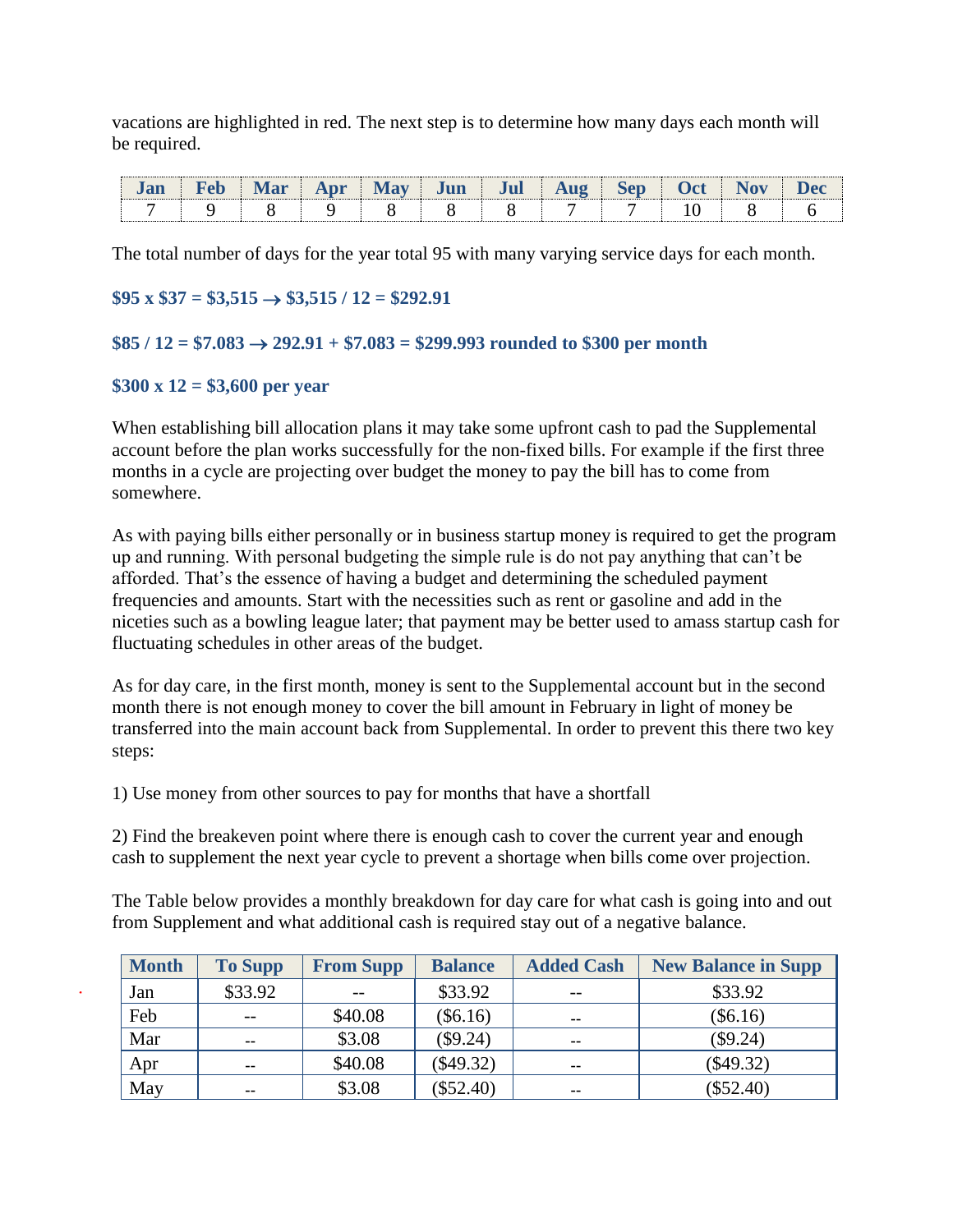vacations are highlighted in red. The next step is to determine how many days each month will be required.

| Jan | Feb | Mar | Apr | May | Jun | Jul | Aug | Sep | Oct | Nov | Dec |
|---|---|---|---|---|---|---|---|---|---|---|---|
| 7 | 9 | 8 | 9 | 8 | 8 | 8 | 7 | 7 | 10 | 8 | 6 |

The total number of days for the year total 95 with many varying service days for each month.

**\$95 x \$37 = \$3,515 → \$3,515 / 12 = \$292.91**

**\$85 / 12 = \$7.083 → 292.91 + \$7.083 = \$299.993 rounded to \$300 per month**

**\$300 x 12 = \$3,600 per year**

When establishing bill allocation plans it may take some upfront cash to pad the Supplemental account before the plan works successfully for the non-fixed bills. For example if the first three months in a cycle are projecting over budget the money to pay the bill has to come from somewhere.

As with paying bills either personally or in business startup money is required to get the program up and running. With personal budgeting the simple rule is do not pay anything that can't be afforded. That's the essence of having a budget and determining the scheduled payment frequencies and amounts. Start with the necessities such as rent or gasoline and add in the niceties such as a bowling league later; that payment may be better used to amass startup cash for fluctuating schedules in other areas of the budget.

As for day care, in the first month, money is sent to the Supplemental account but in the second month there is not enough money to cover the bill amount in February in light of money be transferred into the main account back from Supplemental. In order to prevent this there two key steps:

1) Use money from other sources to pay for months that have a shortfall

2) Find the breakeven point where there is enough cash to cover the current year and enough cash to supplement the next year cycle to prevent a shortage when bills come over projection.

The Table below provides a monthly breakdown for day care for what cash is going into and out from Supplement and what additional cash is required stay out of a negative balance.

| Month | To Supp | From Supp | Balance | Added Cash | New Balance in Supp |
|---|---|---|---|---|---|
| Jan | \$33.92 | -- | \$33.92 | -- | \$33.92 |
| Feb | -- | \$40.08 | (\$6.16) | -- | (\$6.16) |
| Mar | -- | \$3.08 | (\$9.24) | -- | (\$9.24) |
| Apr | -- | \$40.08 | (\$49.32) | -- | (\$49.32) |
| May | -- | \$3.08 | (\$52.40) | -- | (\$52.40) |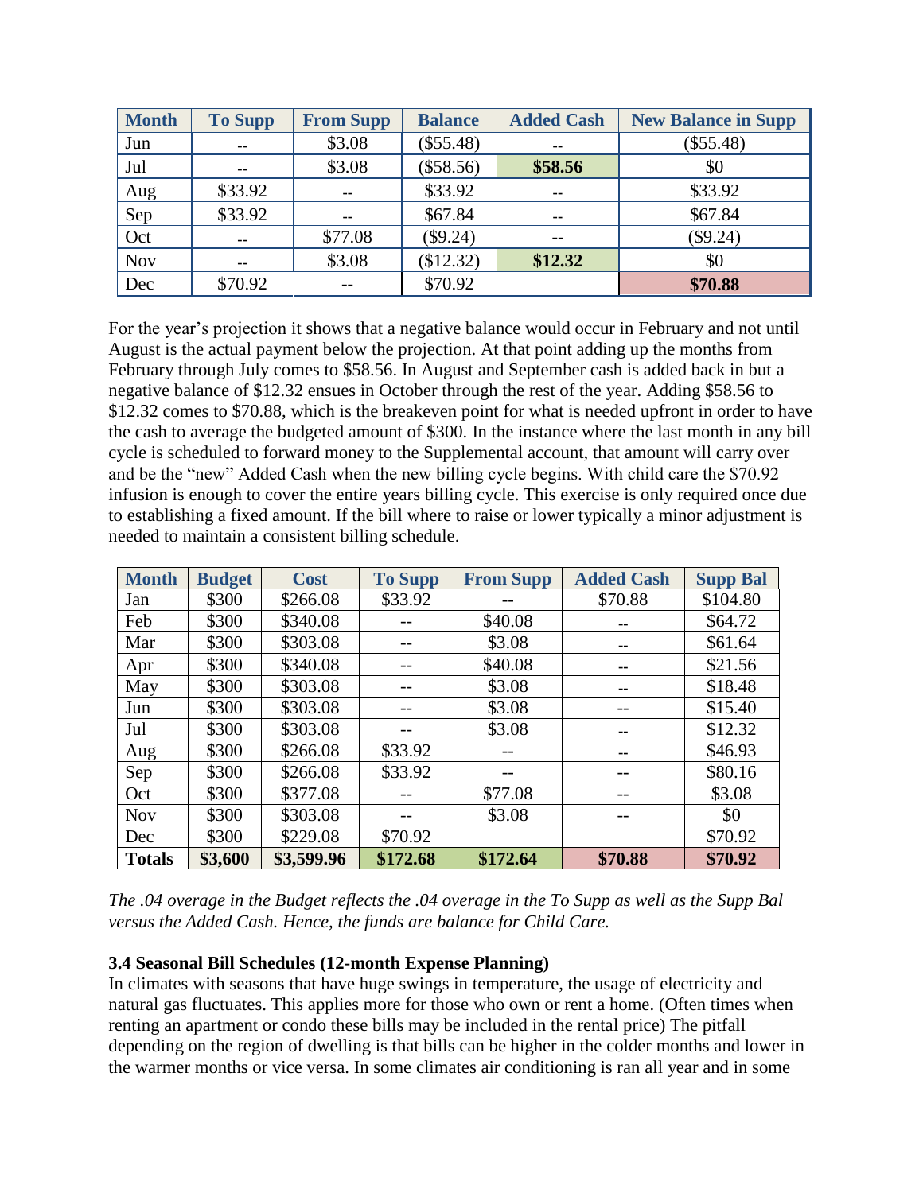| Month | To Supp | From Supp | Balance | Added Cash | New Balance in Supp |
|---|---|---|---|---|---|
| Jun | -- | $3.08 | ($55.48) | -- | ($55.48) |
| Jul | -- | $3.08 | ($58.56) | **$58.56** | $0 |
| Aug | $33.92 | -- | $33.92 | -- | $33.92 |
| Sep | $33.92 | -- | $67.84 | -- | $67.84 |
| Oct | -- | $77.08 | ($9.24) | -- | ($9.24) |
| Nov | -- | $3.08 | ($12.32) | **$12.32** | $0 |
| Dec | $70.92 | -- | $70.92 | | **$70.88** |

For the year's projection it shows that a negative balance would occur in February and not until August is the actual payment below the projection. At that point adding up the months from February through July comes to $58.56. In August and September cash is added back in but a negative balance of $12.32 ensues in October through the rest of the year. Adding $58.56 to $12.32 comes to $70.88, which is the breakeven point for what is needed upfront in order to have the cash to average the budgeted amount of $300. In the instance where the last month in any bill cycle is scheduled to forward money to the Supplemental account, that amount will carry over and be the "new" Added Cash when the new billing cycle begins. With child care the $70.92 infusion is enough to cover the entire years billing cycle. This exercise is only required once due to establishing a fixed amount. If the bill where to raise or lower typically a minor adjustment is needed to maintain a consistent billing schedule.

| Month | Budget | Cost | To Supp | From Supp | Added Cash | Supp Bal |
|---|---|---|---|---|---|---|
| Jan | $300 | $266.08 | $33.92 | -- | $70.88 | $104.80 |
| Feb | $300 | $340.08 | -- | $40.08 | -- | $64.72 |
| Mar | $300 | $303.08 | -- | $3.08 | -- | $61.64 |
| Apr | $300 | $340.08 | -- | $40.08 | -- | $21.56 |
| May | $300 | $303.08 | -- | $3.08 | -- | $18.48 |
| Jun | $300 | $303.08 | -- | $3.08 | -- | $15.40 |
| Jul | $300 | $303.08 | -- | $3.08 | -- | $12.32 |
| Aug | $300 | $266.08 | $33.92 | -- | -- | $46.93 |
| Sep | $300 | $266.08 | $33.92 | -- | -- | $80.16 |
| Oct | $300 | $377.08 | -- | $77.08 | -- | $3.08 |
| Nov | $300 | $303.08 | -- | $3.08 | -- | $0 |
| Dec | $300 | $229.08 | $70.92 | | | $70.92 |
| **Totals** | **$3,600** | **$3,599.96** | **$172.68** | **$172.64** | **$70.88** | **$70.92** |

*The .04 overage in the Budget reflects the .04 overage in the To Supp as well as the Supp Bal versus the Added Cash. Hence, the funds are balance for Child Care.*

**3.4 Seasonal Bill Schedules (12-month Expense Planning)**

In climates with seasons that have huge swings in temperature, the usage of electricity and natural gas fluctuates. This applies more for those who own or rent a home. (Often times when renting an apartment or condo these bills may be included in the rental price) The pitfall depending on the region of dwelling is that bills can be higher in the colder months and lower in the warmer months or vice versa. In some climates air conditioning is ran all year and in some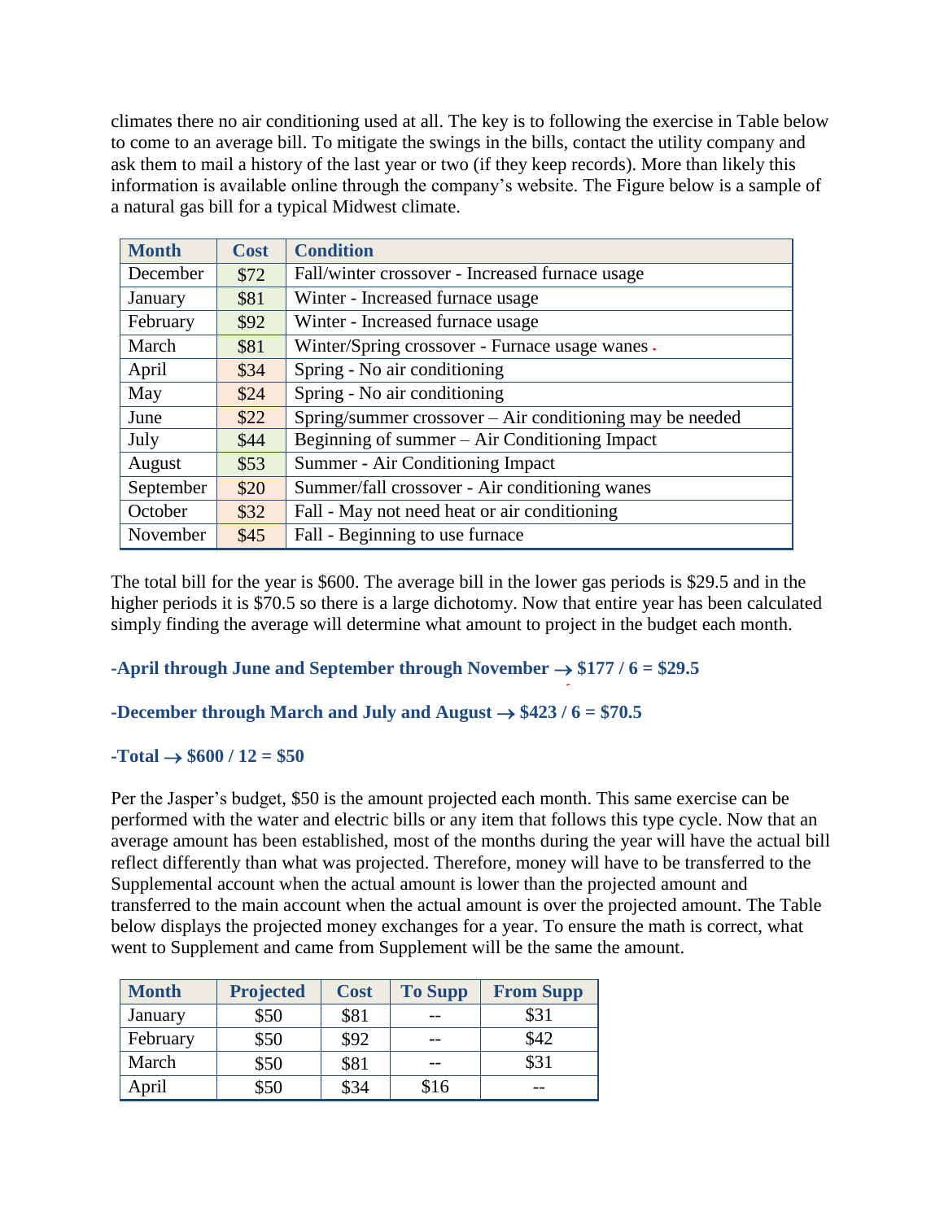climates there no air conditioning used at all. The key is to following the exercise in Table below to come to an average bill. To mitigate the swings in the bills, contact the utility company and ask them to mail a history of the last year or two (if they keep records). More than likely this information is available online through the company's website. The Figure below is a sample of a natural gas bill for a typical Midwest climate.

| Month | Cost | Condition |
|---|---|---|
| December | $72 | Fall/winter crossover - Increased furnace usage |
| January | $81 | Winter - Increased furnace usage |
| February | $92 | Winter - Increased furnace usage |
| March | $81 | Winter/Spring crossover - Furnace usage wanes |
| April | $34 | Spring - No air conditioning |
| May | $24 | Spring - No air conditioning |
| June | $22 | Spring/summer crossover – Air conditioning may be needed |
| July | $44 | Beginning of summer – Air Conditioning Impact |
| August | $53 | Summer - Air Conditioning Impact |
| September | $20 | Summer/fall crossover - Air conditioning wanes |
| October | $32 | Fall - May not need heat or air conditioning |
| November | $45 | Fall - Beginning to use furnace |

The total bill for the year is $600. The average bill in the lower gas periods is $29.5 and in the higher periods it is $70.5 so there is a large dichotomy. Now that entire year has been calculated simply finding the average will determine what amount to project in the budget each month.

**-April through June and September through November → $177 / 6 = $29.5**

**-December through March and July and August → $423 / 6 = $70.5**

**-Total → $600 / 12 = $50**

Per the Jasper's budget, $50 is the amount projected each month. This same exercise can be performed with the water and electric bills or any item that follows this type cycle. Now that an average amount has been established, most of the months during the year will have the actual bill reflect differently than what was projected. Therefore, money will have to be transferred to the Supplemental account when the actual amount is lower than the projected amount and transferred to the main account when the actual amount is over the projected amount. The Table below displays the projected money exchanges for a year. To ensure the math is correct, what went to Supplement and came from Supplement will be the same the amount.

| Month | Projected | Cost | To Supp | From Supp |
|---|---|---|---|---|
| January | $50 | $81 | -- | $31 |
| February | $50 | $92 | -- | $42 |
| March | $50 | $81 | -- | $31 |
| April | $50 | $34 | $16 | -- |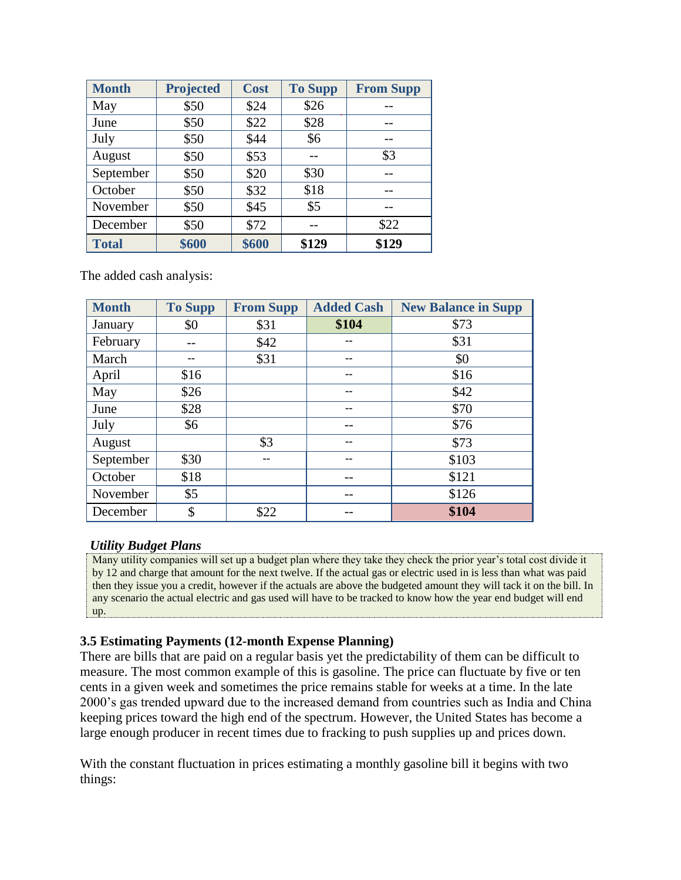| Month | Projected | Cost | To Supp | From Supp |
|---|---|---|---|---|
| May | $50 | $24 | $26 | -- |
| June | $50 | $22 | $28 | -- |
| July | $50 | $44 | $6 | -- |
| August | $50 | $53 | -- | $3 |
| September | $50 | $20 | $30 | -- |
| October | $50 | $32 | $18 | -- |
| November | $50 | $45 | $5 | -- |
| December | $50 | $72 | -- | $22 |
| **Total** | **$600** | **$600** | **$129** | **$129** |

The added cash analysis:

| Month | To Supp | From Supp | Added Cash | New Balance in Supp |
|---|---|---|---|---|
| January | $0 | $31 | **$104** | $73 |
| February | -- | $42 | -- | $31 |
| March | -- | $31 | -- | $0 |
| April | $16 | | -- | $16 |
| May | $26 | | -- | $42 |
| June | $28 | | -- | $70 |
| July | $6 | | -- | $76 |
| August | | $3 | -- | $73 |
| September | $30 | -- | -- | $103 |
| October | $18 | | -- | $121 |
| November | $5 | | -- | $126 |
| December | $ | $22 | -- | **$104** |

***Utility Budget Plans***

Many utility companies will set up a budget plan where they take they check the prior year's total cost divide it by 12 and charge that amount for the next twelve. If the actual gas or electric used in is less than what was paid then they issue you a credit, however if the actuals are above the budgeted amount they will tack it on the bill. In any scenario the actual electric and gas used will have to be tracked to know how the year end budget will end up.

### 3.5 Estimating Payments (12-month Expense Planning)

There are bills that are paid on a regular basis yet the predictability of them can be difficult to measure. The most common example of this is gasoline. The price can fluctuate by five or ten cents in a given week and sometimes the price remains stable for weeks at a time. In the late 2000's gas trended upward due to the increased demand from countries such as India and China keeping prices toward the high end of the spectrum. However, the United States has become a large enough producer in recent times due to fracking to push supplies up and prices down.

With the constant fluctuation in prices estimating a monthly gasoline bill it begins with two things: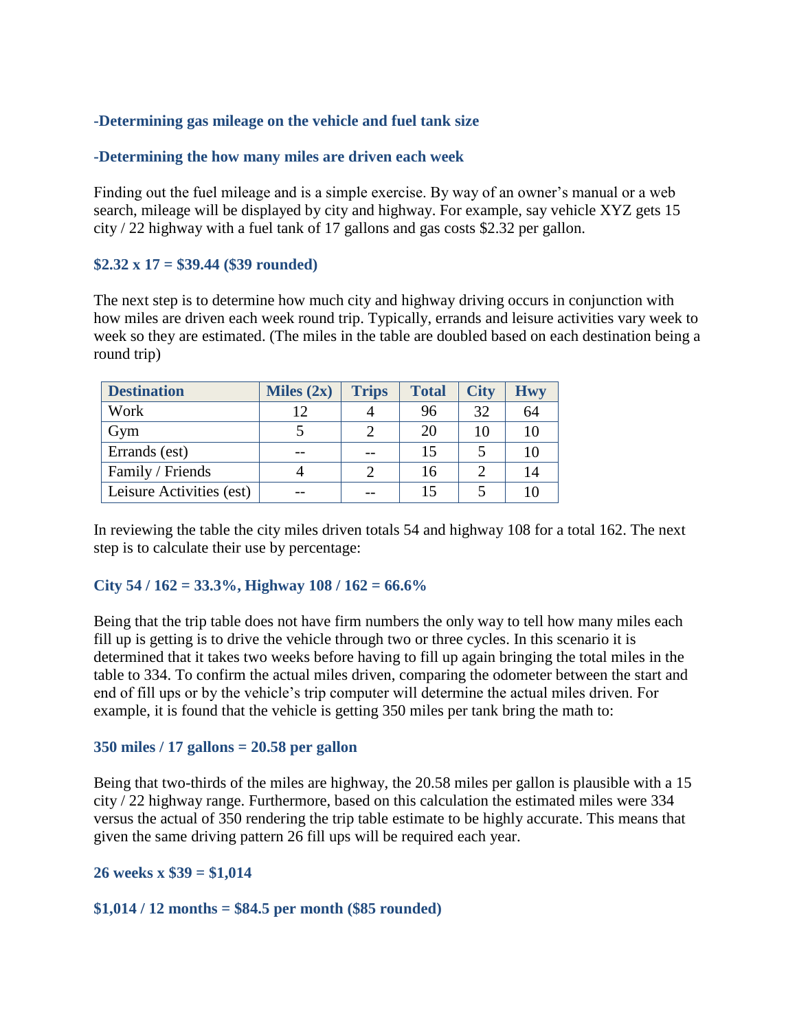**-Determining gas mileage on the vehicle and fuel tank size**

**-Determining the how many miles are driven each week**

Finding out the fuel mileage and is a simple exercise. By way of an owner's manual or a web search, mileage will be displayed by city and highway. For example, say vehicle XYZ gets 15 city / 22 highway with a fuel tank of 17 gallons and gas costs $2.32 per gallon.

**$2.32 x 17 = $39.44 ($39 rounded)**

The next step is to determine how much city and highway driving occurs in conjunction with how miles are driven each week round trip. Typically, errands and leisure activities vary week to week so they are estimated. (The miles in the table are doubled based on each destination being a round trip)

| Destination | Miles (2x) | Trips | Total | City | Hwy |
|---|---|---|---|---|---|
| Work | 12 | 4 | 96 | 32 | 64 |
| Gym | 5 | 2 | 20 | 10 | 10 |
| Errands (est) | -- | -- | 15 | 5 | 10 |
| Family / Friends | 4 | 2 | 16 | 2 | 14 |
| Leisure Activities (est) | -- | -- | 15 | 5 | 10 |

In reviewing the table the city miles driven totals 54 and highway 108 for a total 162. The next step is to calculate their use by percentage:

**City 54 / 162 = 33.3%, Highway 108 / 162 = 66.6%**

Being that the trip table does not have firm numbers the only way to tell how many miles each fill up is getting is to drive the vehicle through two or three cycles. In this scenario it is determined that it takes two weeks before having to fill up again bringing the total miles in the table to 334. To confirm the actual miles driven, comparing the odometer between the start and end of fill ups or by the vehicle's trip computer will determine the actual miles driven. For example, it is found that the vehicle is getting 350 miles per tank bring the math to:

**350 miles / 17 gallons = 20.58 per gallon**

Being that two-thirds of the miles are highway, the 20.58 miles per gallon is plausible with a 15 city / 22 highway range. Furthermore, based on this calculation the estimated miles were 334 versus the actual of 350 rendering the trip table estimate to be highly accurate. This means that given the same driving pattern 26 fill ups will be required each year.

**26 weeks x $39 = $1,014**

**$1,014 / 12 months = $84.5 per month ($85 rounded)**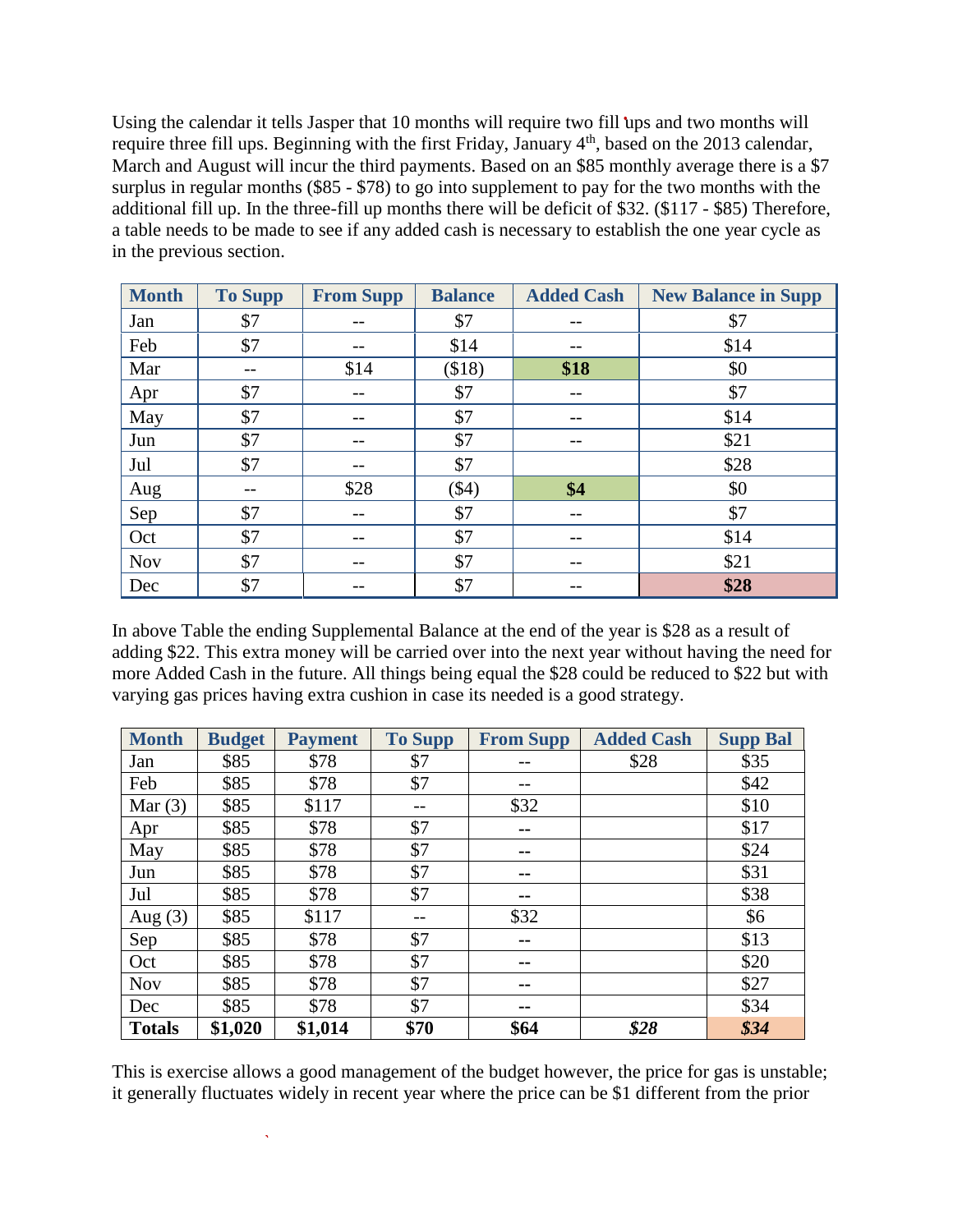Using the calendar it tells Jasper that 10 months will require two fill ups and two months will require three fill ups. Beginning with the first Friday, January 4th, based on the 2013 calendar, March and August will incur the third payments. Based on an $85 monthly average there is a $7 surplus in regular months ($85 - $78) to go into supplement to pay for the two months with the additional fill up. In the three-fill up months there will be deficit of $32. ($117 - $85) Therefore, a table needs to be made to see if any added cash is necessary to establish the one year cycle as in the previous section.

| Month | To Supp | From Supp | Balance | Added Cash | New Balance in Supp |
|---|---|---|---|---|---|
| Jan | $7 | -- | $7 | -- | $7 |
| Feb | $7 | -- | $14 | -- | $14 |
| Mar | -- | $14 | ($18) | **$18** | $0 |
| Apr | $7 | -- | $7 | -- | $7 |
| May | $7 | -- | $7 | -- | $14 |
| Jun | $7 | -- | $7 | -- | $21 |
| Jul | $7 | -- | $7 | | $28 |
| Aug | -- | $28 | ($4) | **$4** | $0 |
| Sep | $7 | -- | $7 | -- | $7 |
| Oct | $7 | -- | $7 | -- | $14 |
| Nov | $7 | -- | $7 | -- | $21 |
| Dec | $7 | -- | $7 | -- | **$28** |

In above Table the ending Supplemental Balance at the end of the year is $28 as a result of adding $22. This extra money will be carried over into the next year without having the need for more Added Cash in the future. All things being equal the $28 could be reduced to $22 but with varying gas prices having extra cushion in case its needed is a good strategy.

| Month | Budget | Payment | To Supp | From Supp | Added Cash | Supp Bal |
|---|---|---|---|---|---|---|
| Jan | $85 | $78 | $7 | -- | $28 | $35 |
| Feb | $85 | $78 | $7 | -- | | $42 |
| Mar (3) | $85 | $117 | -- | $32 | | $10 |
| Apr | $85 | $78 | $7 | -- | | $17 |
| May | $85 | $78 | $7 | -- | | $24 |
| Jun | $85 | $78 | $7 | -- | | $31 |
| Jul | $85 | $78 | $7 | -- | | $38 |
| Aug (3) | $85 | $117 | -- | $32 | | $6 |
| Sep | $85 | $78 | $7 | -- | | $13 |
| Oct | $85 | $78 | $7 | -- | | $20 |
| Nov | $85 | $78 | $7 | -- | | $27 |
| Dec | $85 | $78 | $7 | -- | | $34 |
| **Totals** | **$1,020** | **$1,014** | **$70** | **$64** | ***$28*** | ***$34*** |

This is exercise allows a good management of the budget however, the price for gas is unstable; it generally fluctuates widely in recent year where the price can be $1 different from the prior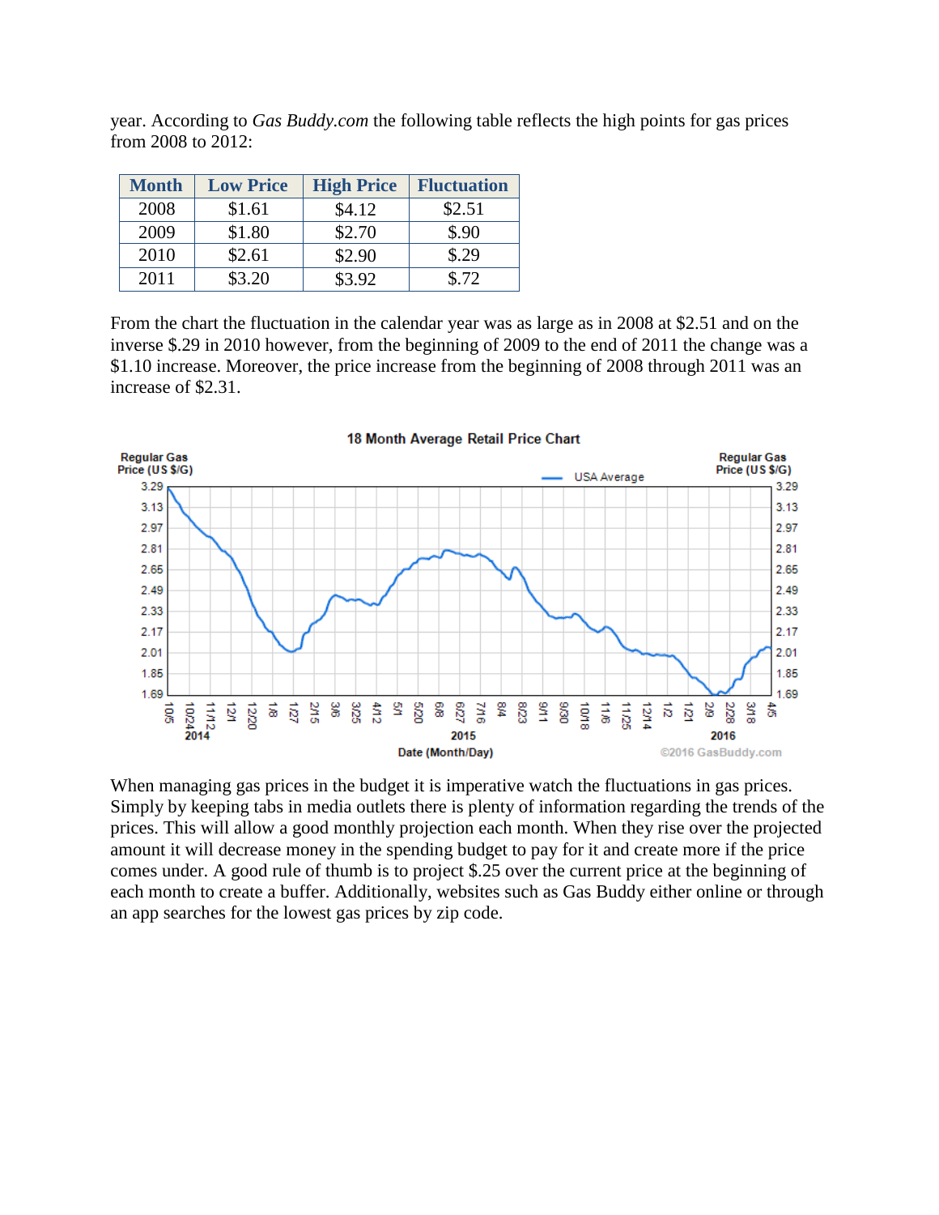year. According to *Gas Buddy.com* the following table reflects the high points for gas prices from 2008 to 2012:

| Month | Low Price | High Price | Fluctuation |
|---|---|---|---|
| 2008 | $1.61 | $4.12 | $2.51 |
| 2009 | $1.80 | $2.70 | $.90 |
| 2010 | $2.61 | $2.90 | $.29 |
| 2011 | $3.20 | $3.92 | $.72 |

From the chart the fluctuation in the calendar year was as large as in 2008 at $2.51 and on the inverse $.29 in 2010 however, from the beginning of 2009 to the end of 2011 the change was a $1.10 increase. Moreover, the price increase from the beginning of 2008 through 2011 was an increase of $2.31.

18 Month Average Retail Price Chart

Regular Gas Price (US $/G)

USA Average

3.29
3.13
2.97
2.81
2.65
2.49
2.33
2.17
2.01
1.85
1.69

10/5 10/24 11/12 12/1 12/20 1/8 1/27 2/15 3/6 3/25 4/12 5/1 5/20 6/8 6/27 7/16 8/4 8/23 9/11 9/30 10/18 11/6 11/25 12/14 1/2 1/21 2/9 2/28 3/18 4/5

2014 2015 2016

Date (Month/Day)

©2016 GasBuddy.com

When managing gas prices in the budget it is imperative watch the fluctuations in gas prices. Simply by keeping tabs in media outlets there is plenty of information regarding the trends of the prices. This will allow a good monthly projection each month. When they rise over the projected amount it will decrease money in the spending budget to pay for it and create more if the price comes under. A good rule of thumb is to project $.25 over the current price at the beginning of each month to create a buffer. Additionally, websites such as Gas Buddy either online or through an app searches for the lowest gas prices by zip code.